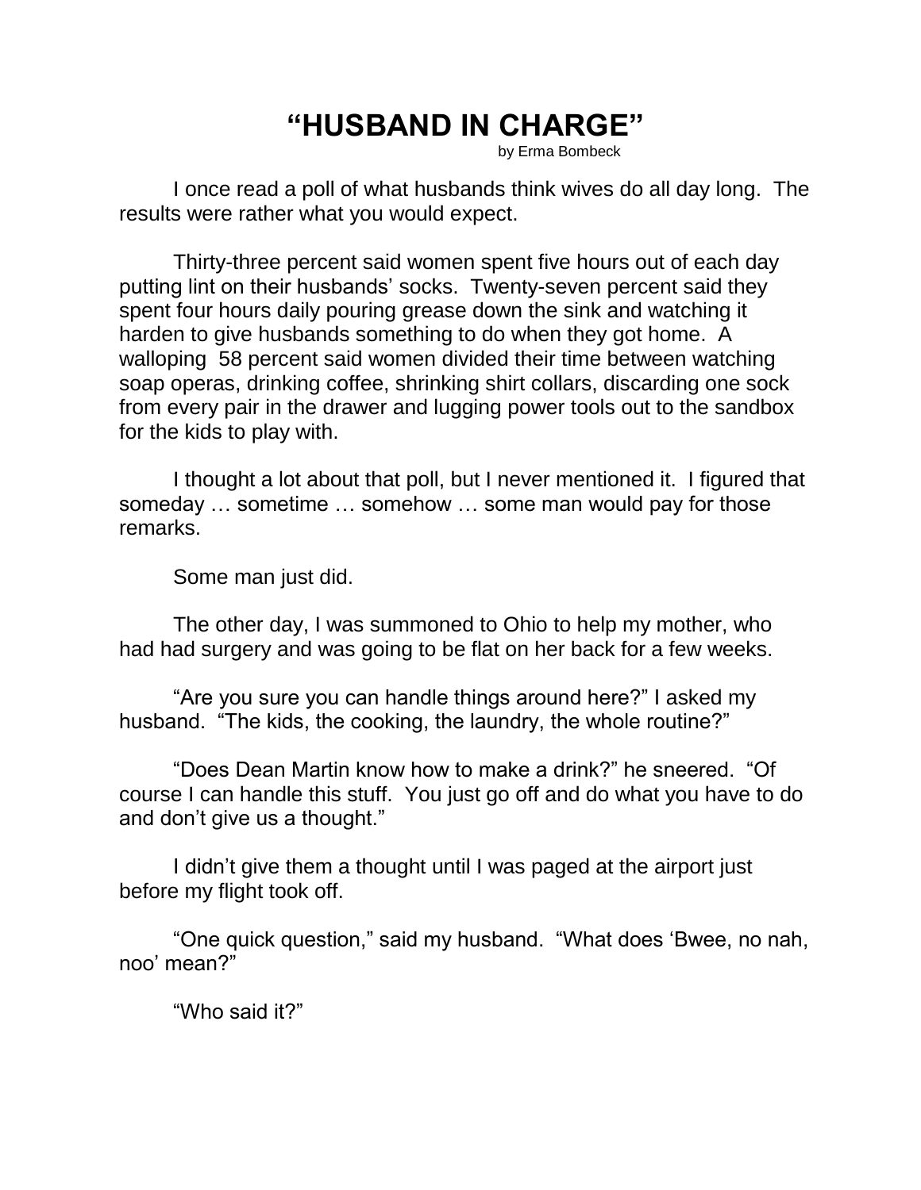# "HUSBAND IN CHARGE"

by Erma Bombeck

I once read a poll of what husbands think wives do all day long. The results were rather what you would expect.

Thirty-three percent said women spent five hours out of each day putting lint on their husbands' socks. Twenty-seven percent said they spent four hours daily pouring grease down the sink and watching it harden to give husbands something to do when they got home. A walloping 58 percent said women divided their time between watching soap operas, drinking coffee, shrinking shirt collars, discarding one sock from every pair in the drawer and lugging power tools out to the sandbox for the kids to play with.

I thought a lot about that poll, but I never mentioned it. I figured that someday … sometime … somehow … some man would pay for those remarks.

Some man just did.

The other day, I was summoned to Ohio to help my mother, who had had surgery and was going to be flat on her back for a few weeks.

"Are you sure you can handle things around here?" I asked my husband. "The kids, the cooking, the laundry, the whole routine?"

"Does Dean Martin know how to make a drink?" he sneered. "Of course I can handle this stuff. You just go off and do what you have to do and don't give us a thought."

I didn't give them a thought until I was paged at the airport just before my flight took off.

"One quick question," said my husband. "What does 'Bwee, no nah, noo' mean?"

"Who said it?"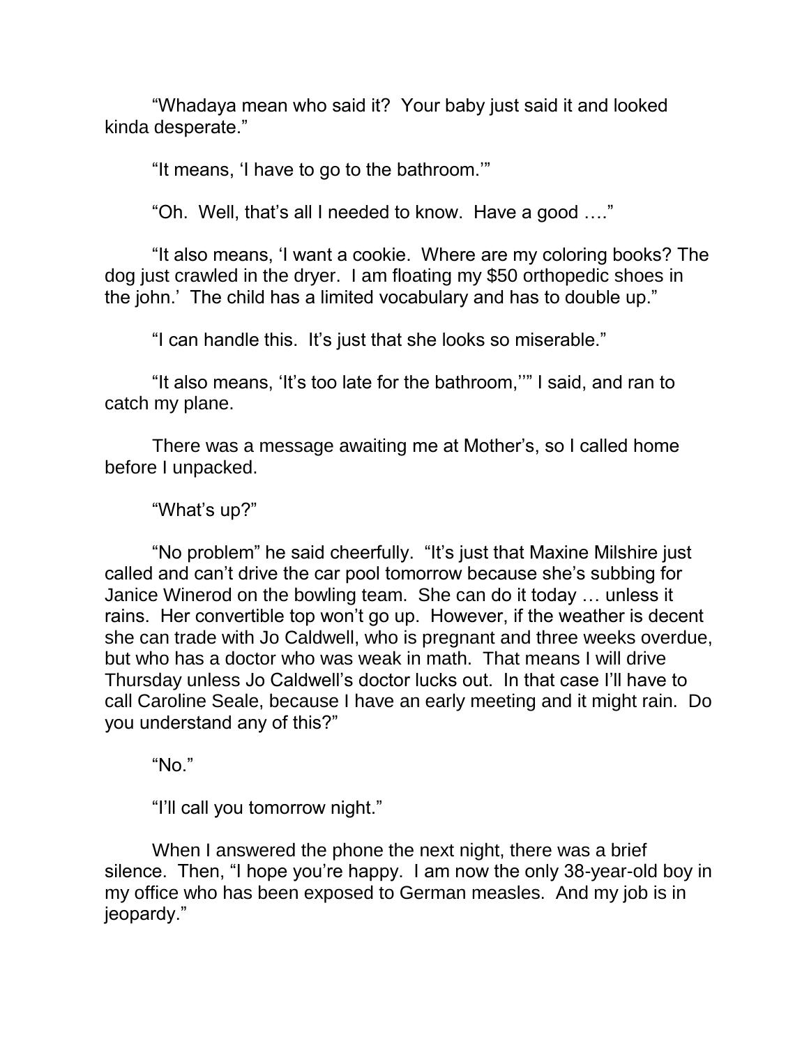“Whadaya mean who said it? Your baby just said it and looked kinda desperate.”

“It means, ‘I have to go to the bathroom.’”

“Oh. Well, that’s all I needed to know. Have a good ….”

“It also means, ‘I want a cookie. Where are my coloring books? The dog just crawled in the dryer. I am floating my $50 orthopedic shoes in the john.’ The child has a limited vocabulary and has to double up.”

“I can handle this. It’s just that she looks so miserable.”

“It also means, ‘It’s too late for the bathroom,’” I said, and ran to catch my plane.

There was a message awaiting me at Mother’s, so I called home before I unpacked.

“What’s up?”

“No problem” he said cheerfully. “It’s just that Maxine Milshire just called and can’t drive the car pool tomorrow because she’s subbing for Janice Winerod on the bowling team. She can do it today … unless it rains. Her convertible top won’t go up. However, if the weather is decent she can trade with Jo Caldwell, who is pregnant and three weeks overdue, but who has a doctor who was weak in math. That means I will drive Thursday unless Jo Caldwell’s doctor lucks out. In that case I’ll have to call Caroline Seale, because I have an early meeting and it might rain. Do you understand any of this?”

“No.”

“I’ll call you tomorrow night.”

When I answered the phone the next night, there was a brief silence. Then, “I hope you’re happy. I am now the only 38-year-old boy in my office who has been exposed to German measles. And my job is in jeopardy.”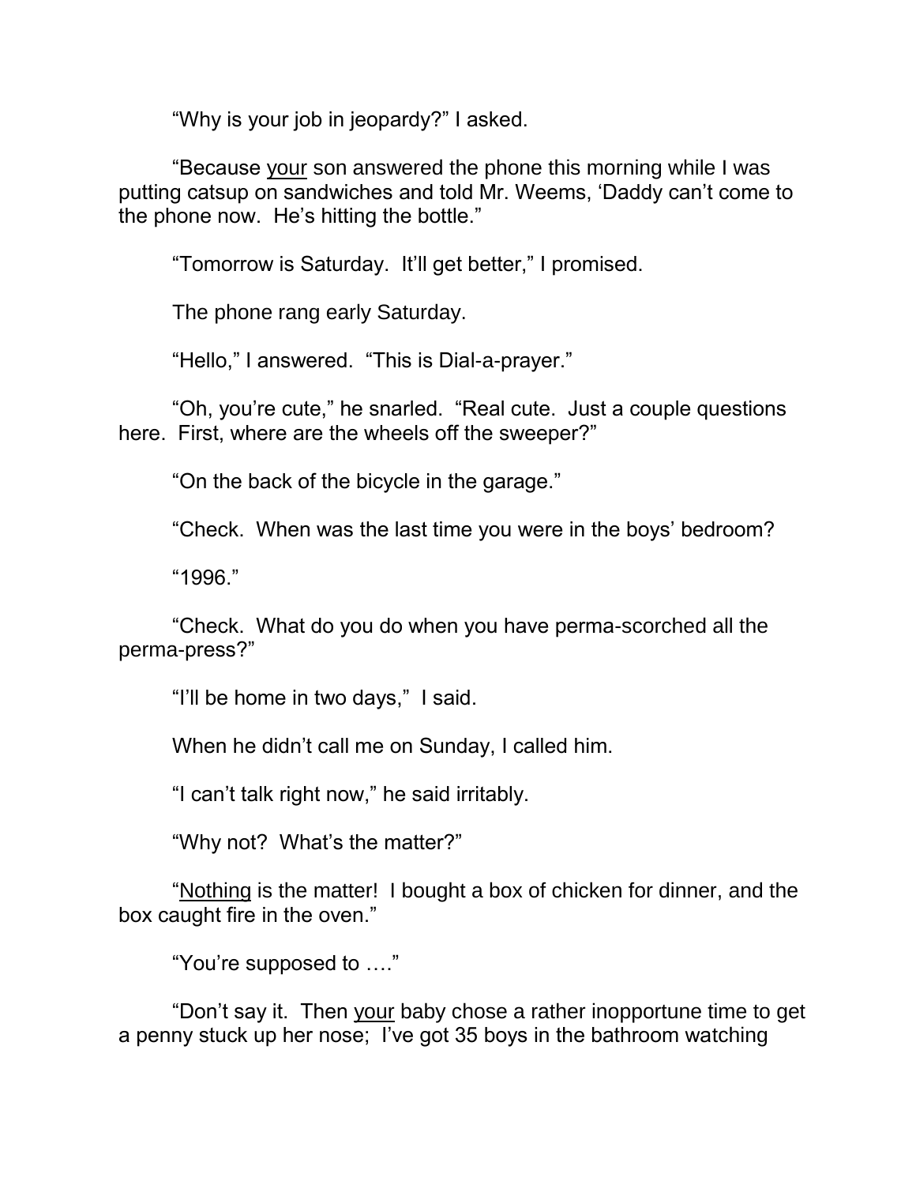“Why is your job in jeopardy?” I asked.

“Because <u>your</u> son answered the phone this morning while I was putting catsup on sandwiches and told Mr. Weems, ‘Daddy can’t come to the phone now. He’s hitting the bottle.”

“Tomorrow is Saturday. It’ll get better,” I promised.

The phone rang early Saturday.

“Hello,” I answered. “This is Dial-a-prayer.”

“Oh, you’re cute,” he snarled. “Real cute. Just a couple questions here. First, where are the wheels off the sweeper?”

“On the back of the bicycle in the garage.”

“Check. When was the last time you were in the boys’ bedroom?

“1996.”

“Check. What do you do when you have perma-scorched all the perma-press?”

“I’ll be home in two days,” I said.

When he didn’t call me on Sunday, I called him.

“I can’t talk right now,” he said irritably.

“Why not? What’s the matter?”

“<u>Nothing</u> is the matter! I bought a box of chicken for dinner, and the box caught fire in the oven.”

“You’re supposed to ….”

“Don’t say it. Then <u>your</u> baby chose a rather inopportune time to get a penny stuck up her nose; I’ve got 35 boys in the bathroom watching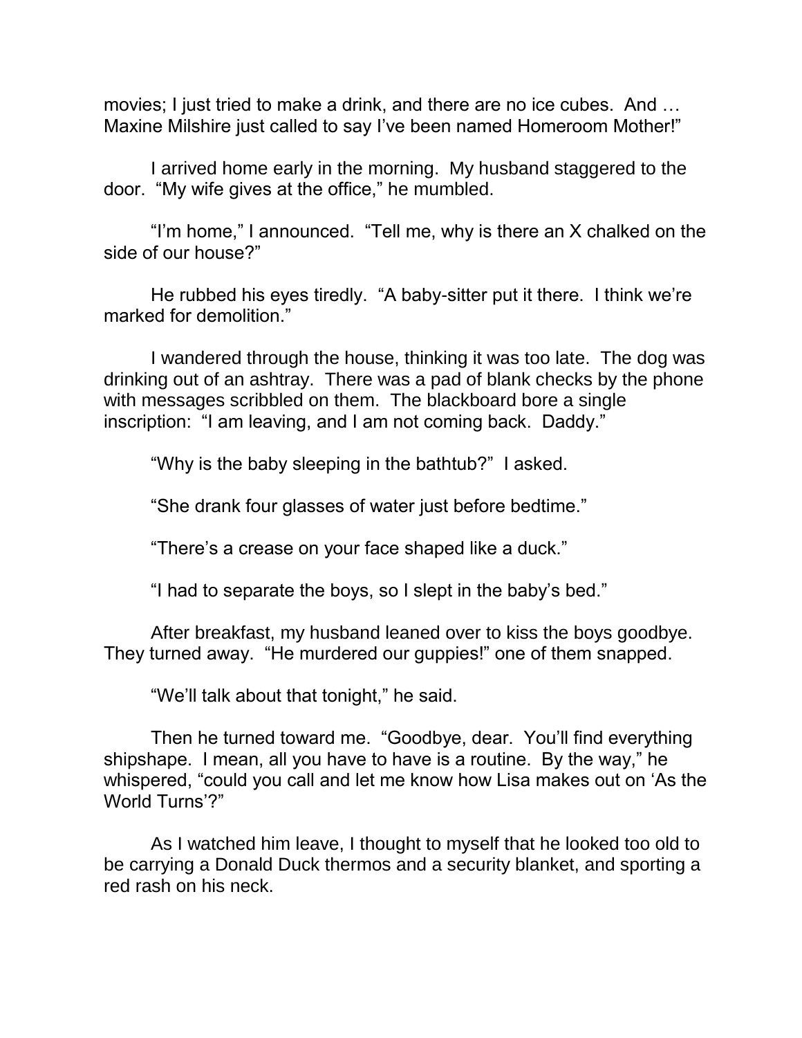movies; I just tried to make a drink, and there are no ice cubes. And … Maxine Milshire just called to say I've been named Homeroom Mother!"

I arrived home early in the morning. My husband staggered to the door. "My wife gives at the office," he mumbled.

"I'm home," I announced. "Tell me, why is there an X chalked on the side of our house?"

He rubbed his eyes tiredly. "A baby-sitter put it there. I think we're marked for demolition."

I wandered through the house, thinking it was too late. The dog was drinking out of an ashtray. There was a pad of blank checks by the phone with messages scribbled on them. The blackboard bore a single inscription: "I am leaving, and I am not coming back. Daddy."

"Why is the baby sleeping in the bathtub?" I asked.

"She drank four glasses of water just before bedtime."

"There's a crease on your face shaped like a duck."

"I had to separate the boys, so I slept in the baby's bed."

After breakfast, my husband leaned over to kiss the boys goodbye. They turned away. "He murdered our guppies!" one of them snapped.

"We'll talk about that tonight," he said.

Then he turned toward me. "Goodbye, dear. You'll find everything shipshape. I mean, all you have to have is a routine. By the way," he whispered, "could you call and let me know how Lisa makes out on 'As the World Turns'?"

As I watched him leave, I thought to myself that he looked too old to be carrying a Donald Duck thermos and a security blanket, and sporting a red rash on his neck.